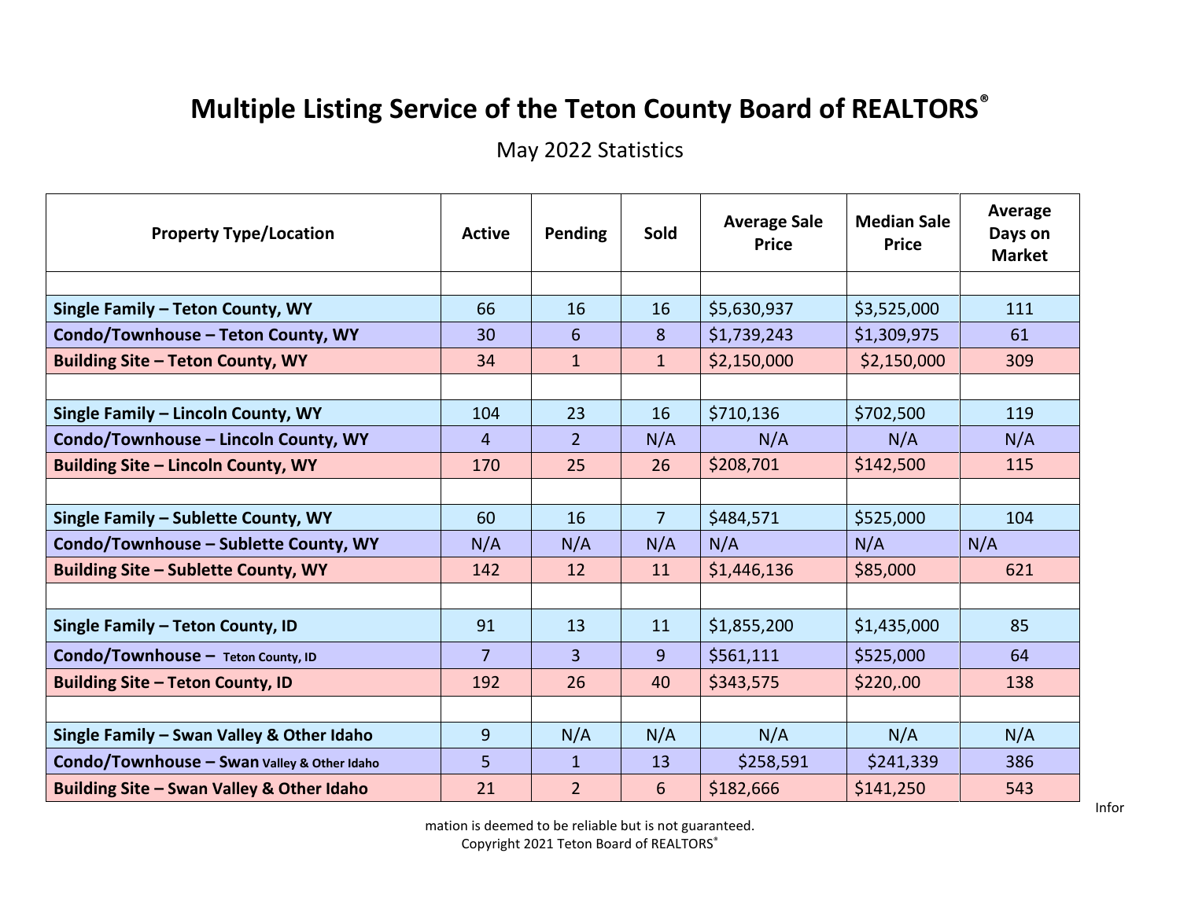# Multiple Listing Service of the Teton County Board of REALTORS®

May 2022 Statistics

| Property Type/Location | Active | Pending | Sold | Average Sale Price | Median Sale Price | Average Days on Market |
|---|---|---|---|---|---|---|
| | | | | | | |
| **Single Family – Teton County, WY** | 66 | 16 | 16 | $5,630,937 | $3,525,000 | 111 |
| **Condo/Townhouse – Teton County, WY** | 30 | 6 | 8 | $1,739,243 | $1,309,975 | 61 |
| **Building Site – Teton County, WY** | 34 | 1 | 1 | $2,150,000 | $2,150,000 | 309 |
| | | | | | | |
| **Single Family – Lincoln County, WY** | 104 | 23 | 16 | $710,136 | $702,500 | 119 |
| **Condo/Townhouse – Lincoln County, WY** | 4 | 2 | N/A | N/A | N/A | N/A |
| **Building Site – Lincoln County, WY** | 170 | 25 | 26 | $208,701 | $142,500 | 115 |
| | | | | | | |
| **Single Family – Sublette County, WY** | 60 | 16 | 7 | $484,571 | $525,000 | 104 |
| **Condo/Townhouse – Sublette County, WY** | N/A | N/A | N/A | N/A | N/A | N/A |
| **Building Site – Sublette County, WY** | 142 | 12 | 11 | $1,446,136 | $85,000 | 621 |
| | | | | | | |
| **Single Family – Teton County, ID** | 91 | 13 | 11 | $1,855,200 | $1,435,000 | 85 |
| **Condo/Townhouse – Teton County, ID** | 7 | 3 | 9 | $561,111 | $525,000 | 64 |
| **Building Site – Teton County, ID** | 192 | 26 | 40 | $343,575 | $220,.00 | 138 |
| | | | | | | |
| **Single Family – Swan Valley & Other Idaho** | 9 | N/A | N/A | N/A | N/A | N/A |
| **Condo/Townhouse – Swan Valley & Other Idaho** | 5 | 1 | 13 | $258,591 | $241,339 | 386 |
| **Building Site – Swan Valley & Other Idaho** | 21 | 2 | 6 | $182,666 | $141,250 | 543 |

Information is deemed to be reliable but is not guaranteed.
Copyright 2021 Teton Board of REALTORS®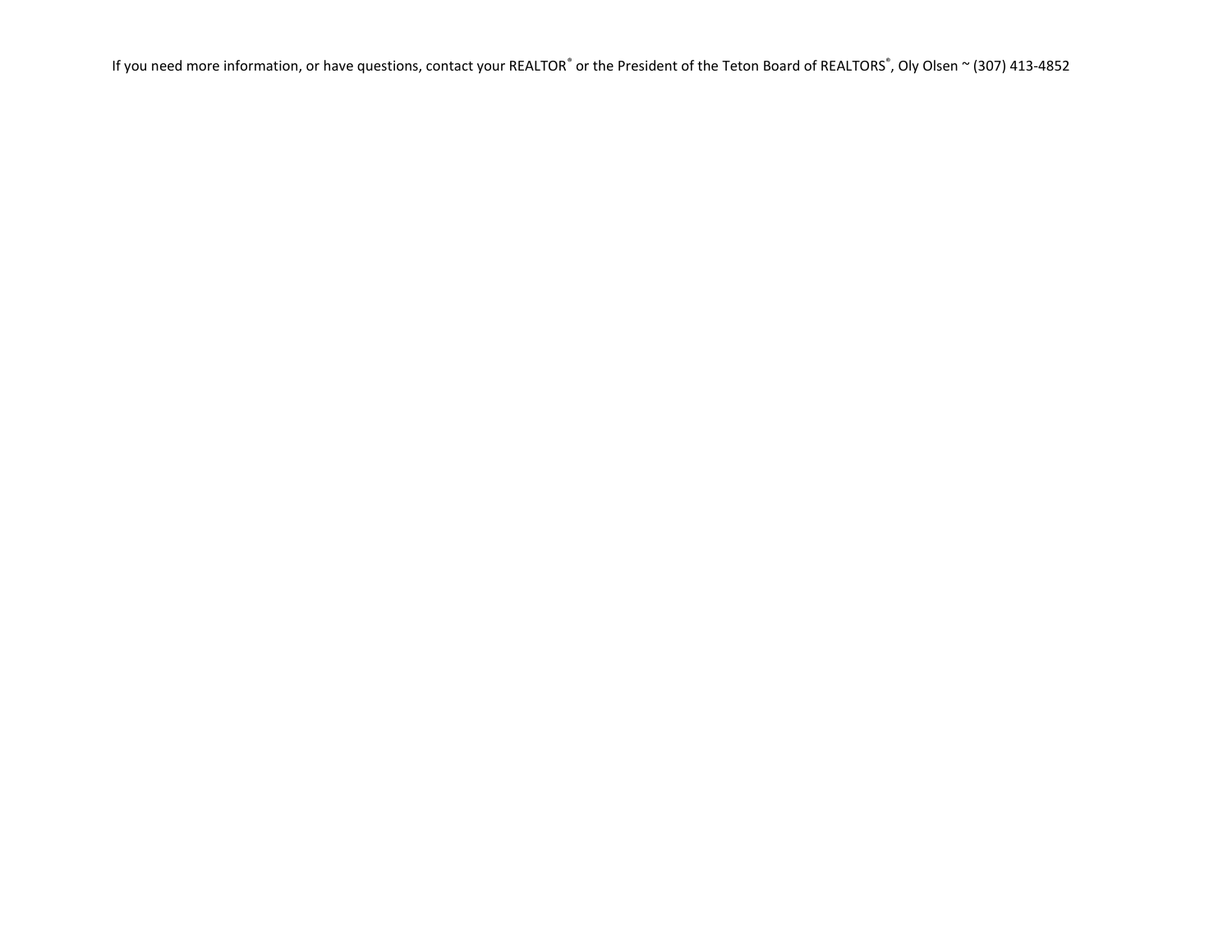If you need more information, or have questions, contact your REALTOR® or the President of the Teton Board of REALTORS®, Oly Olsen ~ (307) 413-4852